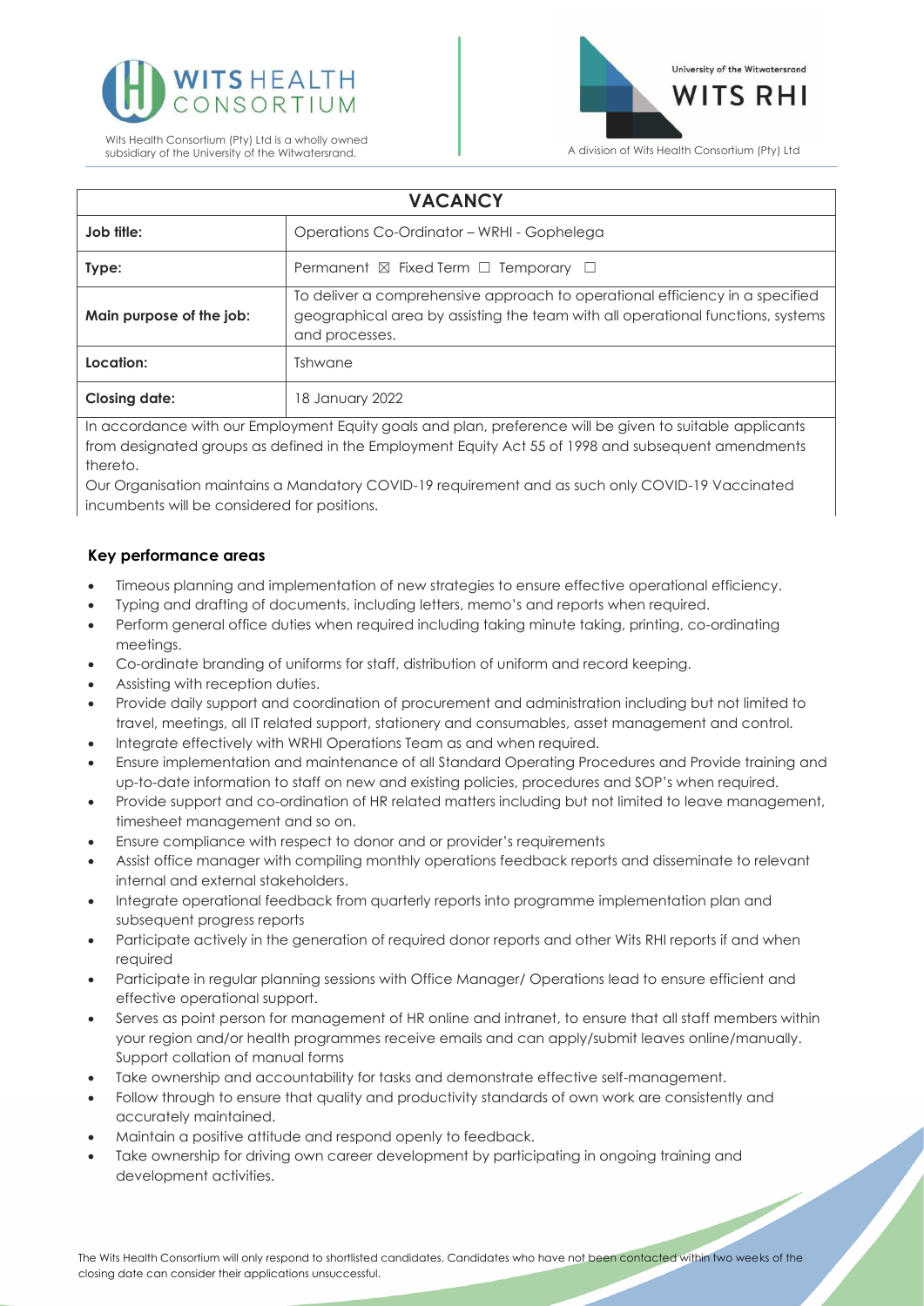Wits Health Consortium (Pty) Ltd is a wholly owned subsidiary of the University of the Witwatersrand.

A division of Wits Health Consortium (Pty) Ltd

| VACANCY | |
|---|---|
| **Job title:** | Operations Co-Ordinator – WRHI - Gophelega |
| **Type:** | Permanent ☒ Fixed Term ☐ Temporary ☐ |
| **Main purpose of the job:** | To deliver a comprehensive approach to operational efficiency in a specified geographical area by assisting the team with all operational functions, systems and processes. |
| **Location:** | Tshwane |
| **Closing date:** | 18 January 2022 |

In accordance with our Employment Equity goals and plan, preference will be given to suitable applicants from designated groups as defined in the Employment Equity Act 55 of 1998 and subsequent amendments thereto.

Our Organisation maintains a Mandatory COVID-19 requirement and as such only COVID-19 Vaccinated incumbents will be considered for positions.

### Key performance areas

- Timeous planning and implementation of new strategies to ensure effective operational efficiency.
- Typing and drafting of documents, including letters, memo's and reports when required.
- Perform general office duties when required including taking minute taking, printing, co-ordinating meetings.
- Co-ordinate branding of uniforms for staff, distribution of uniform and record keeping.
- Assisting with reception duties.
- Provide daily support and coordination of procurement and administration including but not limited to travel, meetings, all IT related support, stationery and consumables, asset management and control.
- Integrate effectively with WRHI Operations Team as and when required.
- Ensure implementation and maintenance of all Standard Operating Procedures and Provide training and up-to-date information to staff on new and existing policies, procedures and SOP's when required.
- Provide support and co-ordination of HR related matters including but not limited to leave management, timesheet management and so on.
- Ensure compliance with respect to donor and or provider's requirements
- Assist office manager with compiling monthly operations feedback reports and disseminate to relevant internal and external stakeholders.
- Integrate operational feedback from quarterly reports into programme implementation plan and subsequent progress reports
- Participate actively in the generation of required donor reports and other Wits RHI reports if and when required
- Participate in regular planning sessions with Office Manager/ Operations lead to ensure efficient and effective operational support.
- Serves as point person for management of HR online and intranet, to ensure that all staff members within your region and/or health programmes receive emails and can apply/submit leaves online/manually. Support collation of manual forms
- Take ownership and accountability for tasks and demonstrate effective self-management.
- Follow through to ensure that quality and productivity standards of own work are consistently and accurately maintained.
- Maintain a positive attitude and respond openly to feedback.
- Take ownership for driving own career development by participating in ongoing training and development activities.

The Wits Health Consortium will only respond to shortlisted candidates. Candidates who have not been contacted within two weeks of the closing date can consider their applications unsuccessful.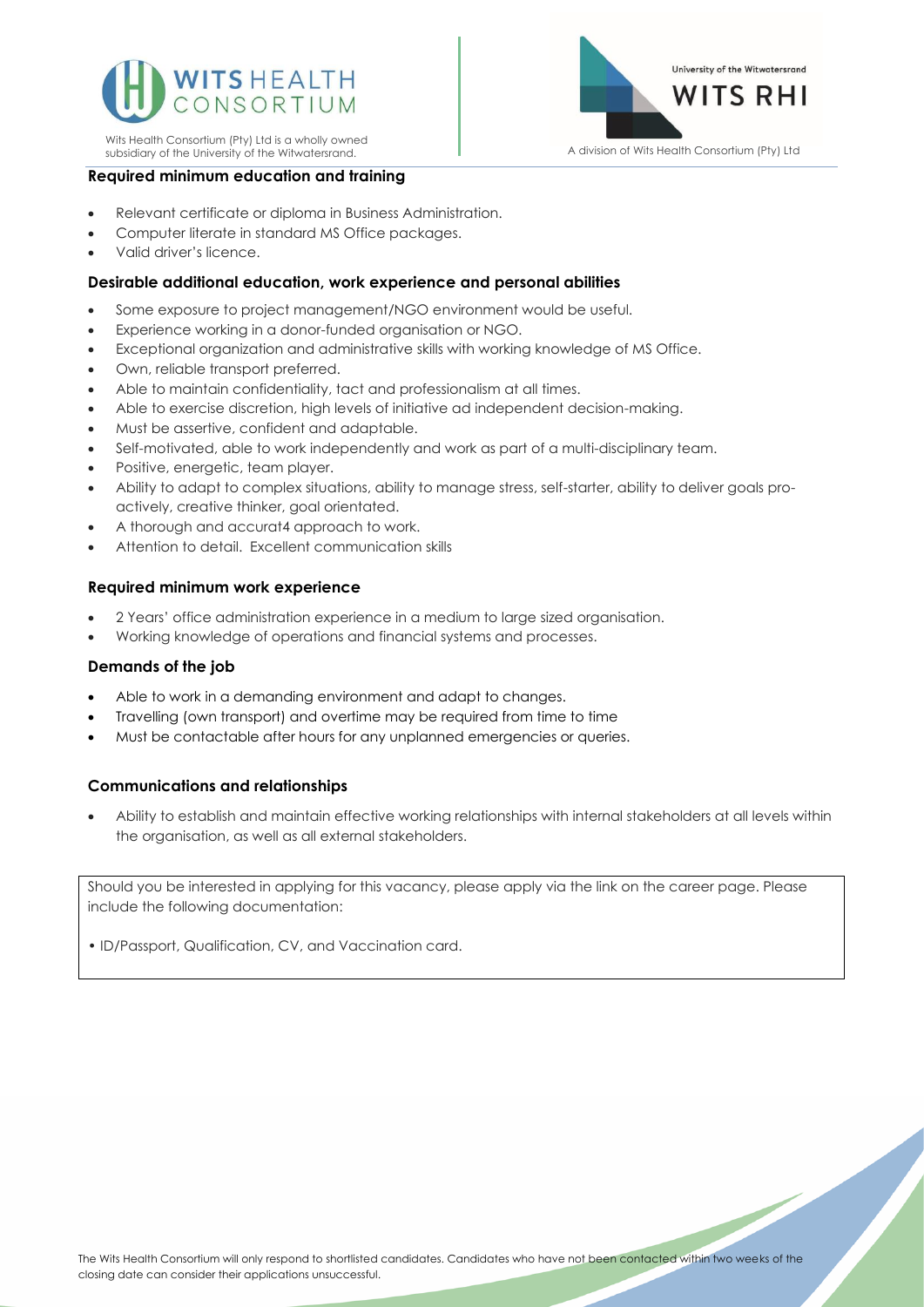## Required minimum education and training

- Relevant certificate or diploma in Business Administration.
- Computer literate in standard MS Office packages.
- Valid driver's licence.

## Desirable additional education, work experience and personal abilities

- Some exposure to project management/NGO environment would be useful.
- Experience working in a donor-funded organisation or NGO.
- Exceptional organization and administrative skills with working knowledge of MS Office.
- Own, reliable transport preferred.
- Able to maintain confidentiality, tact and professionalism at all times.
- Able to exercise discretion, high levels of initiative ad independent decision-making.
- Must be assertive, confident and adaptable.
- Self-motivated, able to work independently and work as part of a multi-disciplinary team.
- Positive, energetic, team player.
- Ability to adapt to complex situations, ability to manage stress, self-starter, ability to deliver goals pro-actively, creative thinker, goal orientated.
- A thorough and accurat4 approach to work.
- Attention to detail. Excellent communication skills

## Required minimum work experience

- 2 Years' office administration experience in a medium to large sized organisation.
- Working knowledge of operations and financial systems and processes.

## Demands of the job

- Able to work in a demanding environment and adapt to changes.
- Travelling (own transport) and overtime may be required from time to time
- Must be contactable after hours for any unplanned emergencies or queries.

## Communications and relationships

- Ability to establish and maintain effective working relationships with internal stakeholders at all levels within the organisation, as well as all external stakeholders.

Should you be interested in applying for this vacancy, please apply via the link on the career page. Please include the following documentation:

• ID/Passport, Qualification, CV, and Vaccination card.

The Wits Health Consortium will only respond to shortlisted candidates. Candidates who have not been contacted within two weeks of the closing date can consider their applications unsuccessful.